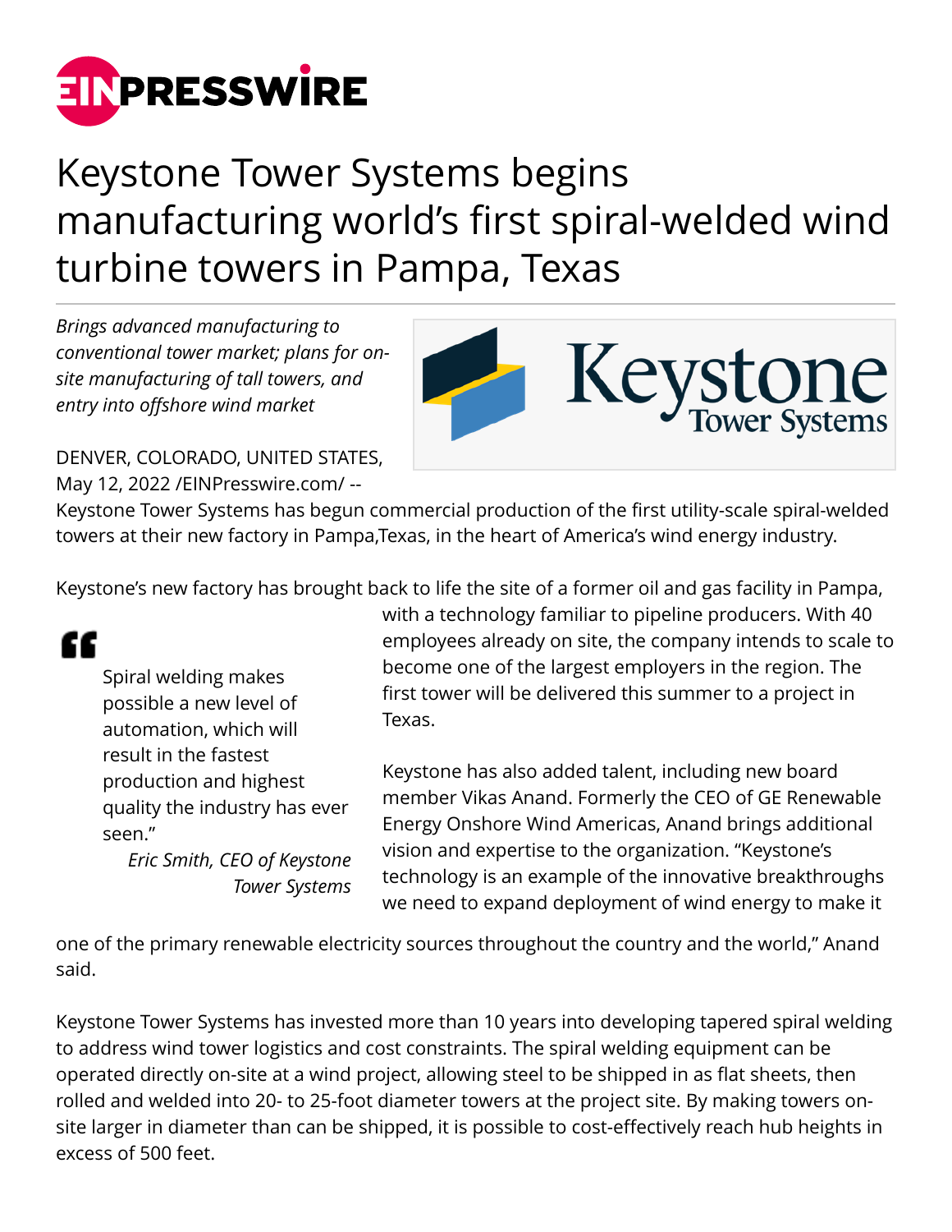# Keystone Tower Systems begins manufacturing world's first spiral-welded wind turbine towers in Pampa, Texas

*Brings advanced manufacturing to conventional tower market; plans for on-site manufacturing of tall towers, and entry into offshore wind market*

DENVER, COLORADO, UNITED STATES, May 12, 2022 /EINPresswire.com/ -- Keystone Tower Systems has begun commercial production of the first utility-scale spiral-welded towers at their new factory in Pampa,Texas, in the heart of America's wind energy industry.

Keystone's new factory has brought back to life the site of a former oil and gas facility in Pampa, with a technology familiar to pipeline producers. With 40 employees already on site, the company intends to scale to become one of the largest employers in the region. The first tower will be delivered this summer to a project in Texas.

> Spiral welding makes possible a new level of automation, which will result in the fastest production and highest quality the industry has ever seen."
>
> *Eric Smith, CEO of Keystone Tower Systems*

Keystone has also added talent, including new board member Vikas Anand. Formerly the CEO of GE Renewable Energy Onshore Wind Americas, Anand brings additional vision and expertise to the organization. "Keystone's technology is an example of the innovative breakthroughs we need to expand deployment of wind energy to make it one of the primary renewable electricity sources throughout the country and the world," Anand said.

Keystone Tower Systems has invested more than 10 years into developing tapered spiral welding to address wind tower logistics and cost constraints. The spiral welding equipment can be operated directly on-site at a wind project, allowing steel to be shipped in as flat sheets, then rolled and welded into 20- to 25-foot diameter towers at the project site. By making towers on-site larger in diameter than can be shipped, it is possible to cost-effectively reach hub heights in excess of 500 feet.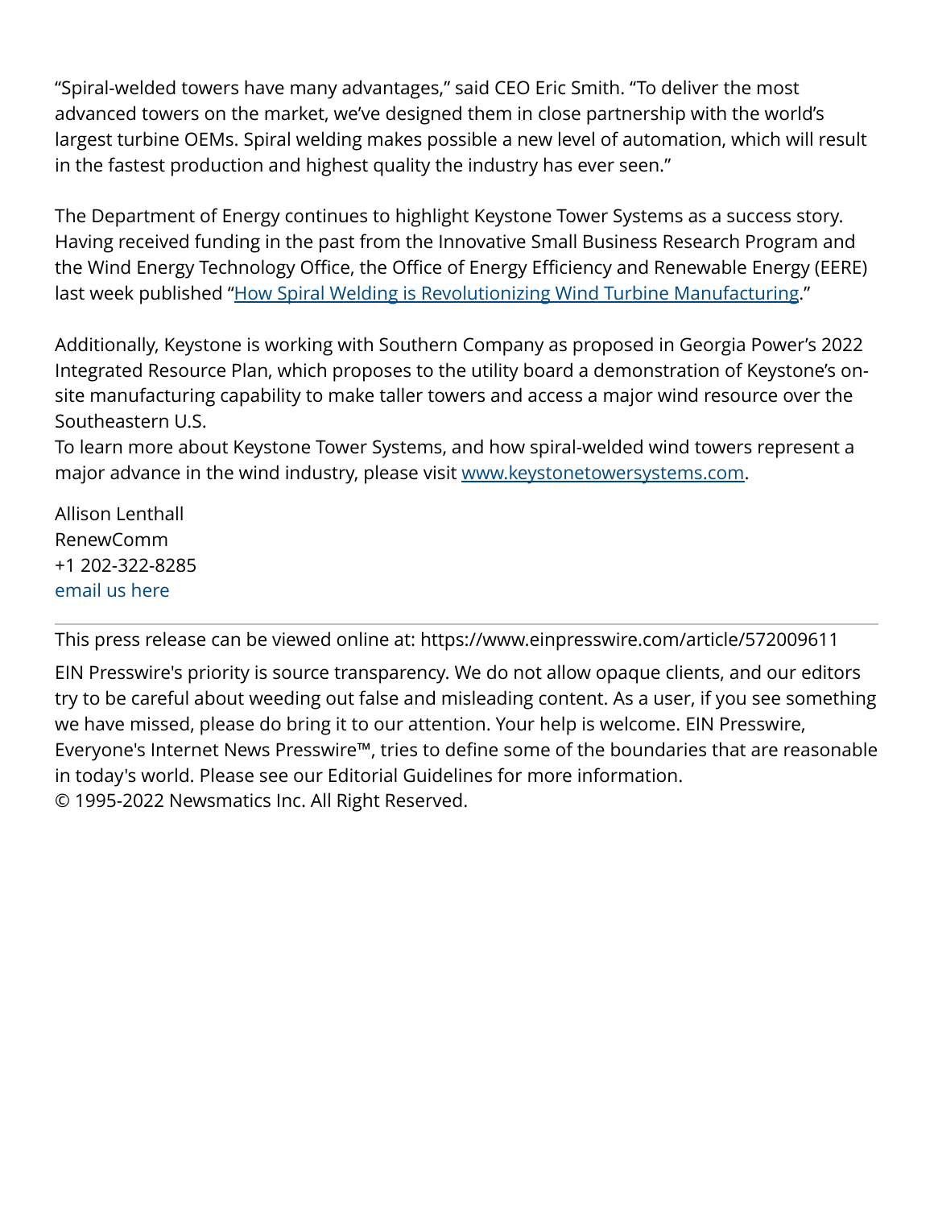"Spiral-welded towers have many advantages," said CEO Eric Smith. "To deliver the most advanced towers on the market, we've designed them in close partnership with the world's largest turbine OEMs. Spiral welding makes possible a new level of automation, which will result in the fastest production and highest quality the industry has ever seen."

The Department of Energy continues to highlight Keystone Tower Systems as a success story. Having received funding in the past from the Innovative Small Business Research Program and the Wind Energy Technology Office, the Office of Energy Efficiency and Renewable Energy (EERE) last week published "How Spiral Welding is Revolutionizing Wind Turbine Manufacturing."

Additionally, Keystone is working with Southern Company as proposed in Georgia Power's 2022 Integrated Resource Plan, which proposes to the utility board a demonstration of Keystone's on-site manufacturing capability to make taller towers and access a major wind resource over the Southeastern U.S.

To learn more about Keystone Tower Systems, and how spiral-welded wind towers represent a major advance in the wind industry, please visit www.keystonetowersystems.com.

Allison Lenthall
RenewComm
+1 202-322-8285
email us here

---

This press release can be viewed online at: https://www.einpresswire.com/article/572009611

EIN Presswire's priority is source transparency. We do not allow opaque clients, and our editors try to be careful about weeding out false and misleading content. As a user, if you see something we have missed, please do bring it to our attention. Your help is welcome. EIN Presswire, Everyone's Internet News Presswire™, tries to define some of the boundaries that are reasonable in today's world. Please see our Editorial Guidelines for more information.
© 1995-2022 Newsmatics Inc. All Right Reserved.